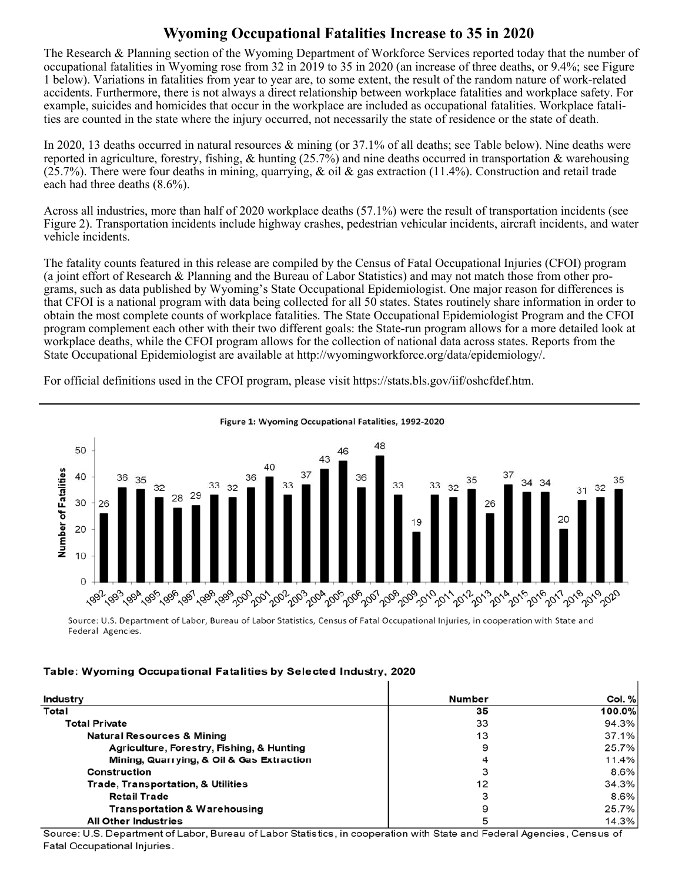# Wyoming Occupational Fatalities Increase to 35 in 2020

The Research & Planning section of the Wyoming Department of Workforce Services reported today that the number of occupational fatalities in Wyoming rose from 32 in 2019 to 35 in 2020 (an increase of three deaths, or 9.4%; see Figure 1 below). Variations in fatalities from year to year are, to some extent, the result of the random nature of work-related accidents. Furthermore, there is not always a direct relationship between workplace fatalities and workplace safety. For example, suicides and homicides that occur in the workplace are included as occupational fatalities. Workplace fatalities are counted in the state where the injury occurred, not necessarily the state of residence or the state of death.

In 2020, 13 deaths occurred in natural resources & mining (or 37.1% of all deaths; see Table below). Nine deaths were reported in agriculture, forestry, fishing, & hunting (25.7%) and nine deaths occurred in transportation & warehousing (25.7%). There were four deaths in mining, quarrying, & oil & gas extraction (11.4%). Construction and retail trade each had three deaths (8.6%).

Across all industries, more than half of 2020 workplace deaths (57.1%) were the result of transportation incidents (see Figure 2). Transportation incidents include highway crashes, pedestrian vehicular incidents, aircraft incidents, and water vehicle incidents.

The fatality counts featured in this release are compiled by the Census of Fatal Occupational Injuries (CFOI) program (a joint effort of Research & Planning and the Bureau of Labor Statistics) and may not match those from other programs, such as data published by Wyoming's State Occupational Epidemiologist. One major reason for differences is that CFOI is a national program with data being collected for all 50 states. States routinely share information in order to obtain the most complete counts of workplace fatalities. The State Occupational Epidemiologist Program and the CFOI program complement each other with their two different goals: the State-run program allows for a more detailed look at workplace deaths, while the CFOI program allows for the collection of national data across states. Reports from the State Occupational Epidemiologist are available at http://wyomingworkforce.org/data/epidemiology/.

For official definitions used in the CFOI program, please visit https://stats.bls.gov/iif/oshcfdef.htm.

---

**Figure 1: Wyoming Occupational Fatalities, 1992-2020**

| Year | Number of Fatalities |
|---|---|
| 1992 | 26 |
| 1993 | 36 |
| 1994 | 35 |
| 1995 | 32 |
| 1996 | 28 |
| 1997 | 29 |
| 1998 | 33 |
| 1999 | 32 |
| 2000 | 36 |
| 2001 | 40 |
| 2002 | 33 |
| 2003 | 37 |
| 2004 | 43 |
| 2005 | 46 |
| 2006 | 36 |
| 2007 | 48 |
| 2008 | 33 |
| 2009 | 19 |
| 2010 | 33 |
| 2011 | 32 |
| 2012 | 35 |
| 2013 | 26 |
| 2014 | 37 |
| 2015 | 34 |
| 2016 | 34 |
| 2017 | 20 |
| 2018 | 31 |
| 2019 | 32 |
| 2020 | 35 |

Source: U.S. Department of Labor, Bureau of Labor Statistics, Census of Fatal Occupational Injuries, in cooperation with State and Federal Agencies.

**Table: Wyoming Occupational Fatalities by Selected Industry, 2020**

| Industry | Number | Col. % |
|---|---|---|
| **Total** | **35** | **100.0%** |
| Total Private | 33 | 94.3% |
| Natural Resources & Mining | 13 | 37.1% |
| Agriculture, Forestry, Fishing, & Hunting | 9 | 25.7% |
| Mining, Quarrying, & Oil & Gas Extraction | 4 | 11.4% |
| Construction | 3 | 8.6% |
| Trade, Transportation, & Utilities | 12 | 34.3% |
| Retail Trade | 3 | 8.6% |
| Transportation & Warehousing | 9 | 25.7% |
| All Other Industries | 5 | 14.3% |

Source: U.S. Department of Labor, Bureau of Labor Statistics, in cooperation with State and Federal Agencies, Census of Fatal Occupational Injuries.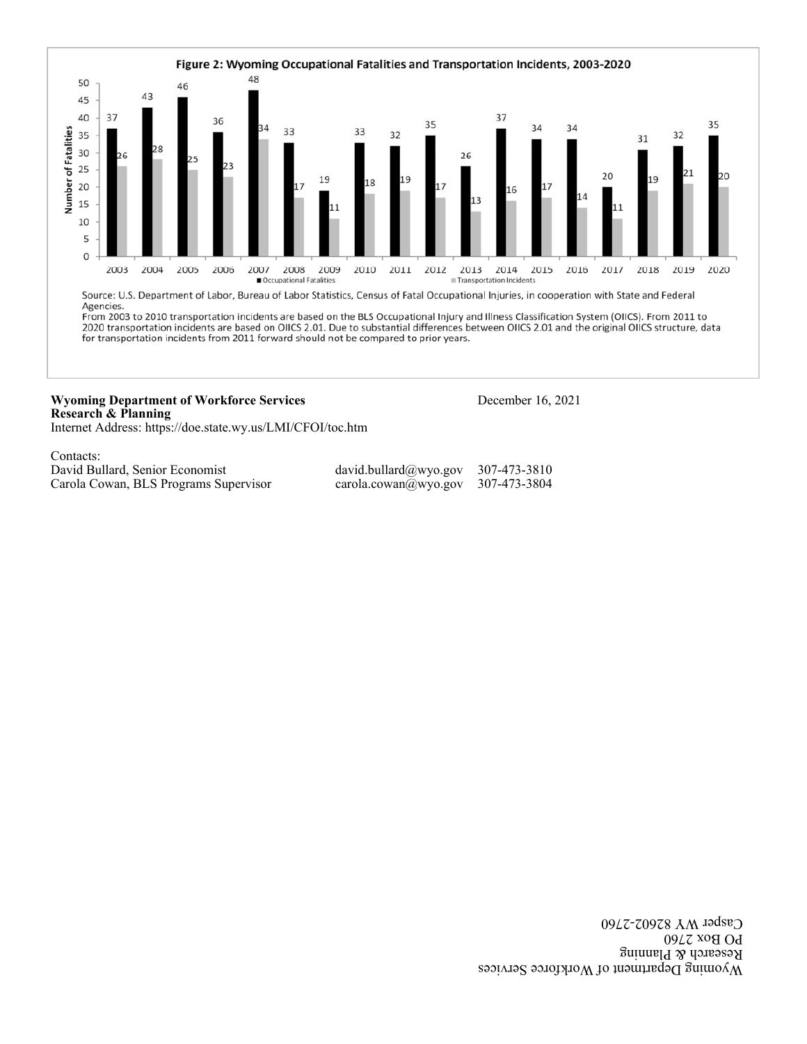**Figure 2: Wyoming Occupational Fatalities and Transportation Incidents, 2003-2020**

Number of Fatalities

0 5 10 15 20 25 30 35 40 45 50

2003 2004 2005 2006 2007 2008 2009 2010 2011 2012 2013 2014 2015 2016 2017 2018 2019 2020

37 26 43 28 46 25 36 23 48 34 33 17 19 11 33 18 32 19 35 17 26 13 37 16 34 17 34 14 20 11 31 19 32 21 35 20

■ Occupational Fatalities ■ Transportation Incidents

Source: U.S. Department of Labor, Bureau of Labor Statistics, Census of Fatal Occupational Injuries, in cooperation with State and Federal Agencies.

From 2003 to 2010 transportation incidents are based on the BLS Occupational Injury and Illness Classification System (OIICS). From 2011 to 2020 transportation incidents are based on OIICS 2.01. Due to substantial differences between OIICS 2.01 and the original OIICS structure, data for transportation incidents from 2011 forward should not be compared to prior years.

**Wyoming Department of Workforce Services**
**Research & Planning**
Internet Address: https://doe.state.wy.us/LMI/CFOI/toc.htm

December 16, 2021

Contacts:

| | | |
|---|---|---|
| David Bullard, Senior Economist | david.bullard@wyo.gov | 307-473-3810 |
| Carola Cowan, BLS Programs Supervisor | carola.cowan@wyo.gov | 307-473-3804 |

Wyoming Department of Workforce Services
Research & Planning
PO Box 2760
Casper WY 82602-2760